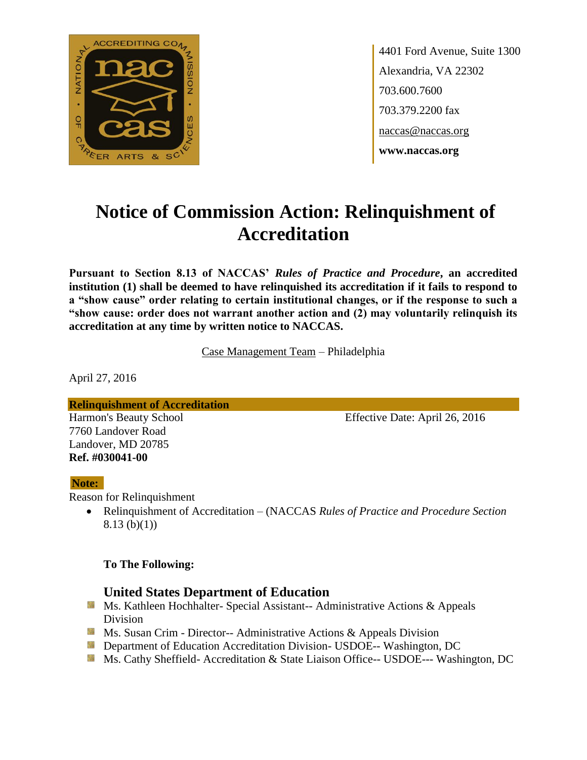4401 Ford Avenue, Suite 1300
Alexandria, VA 22302
703.600.7600
703.379.2200 fax
naccas@naccas.org
**www.naccas.org**

# Notice of Commission Action: Relinquishment of Accreditation

**Pursuant to Section 8.13 of NACCAS' *Rules of Practice and Procedure*, an accredited institution (1) shall be deemed to have relinquished its accreditation if it fails to respond to a "show cause" order relating to certain institutional changes, or if the response to such a "show cause: order does not warrant another action and (2) may voluntarily relinquish its accreditation at any time by written notice to NACCAS.**

Case Management Team – Philadelphia

April 27, 2016

**Relinquishment of Accreditation**

Harmon's Beauty School
7760 Landover Road
Landover, MD 20785
**Ref. #030041-00**

Effective Date: April 26, 2016

**Note:**

Reason for Relinquishment

- Relinquishment of Accreditation – (NACCAS *Rules of Practice and Procedure Section* 8.13 (b)(1))

**To The Following:**

### United States Department of Education

- Ms. Kathleen Hochhalter- Special Assistant-- Administrative Actions & Appeals Division
- Ms. Susan Crim - Director-- Administrative Actions & Appeals Division
- Department of Education Accreditation Division- USDOE-- Washington, DC
- Ms. Cathy Sheffield- Accreditation & State Liaison Office-- USDOE--- Washington, DC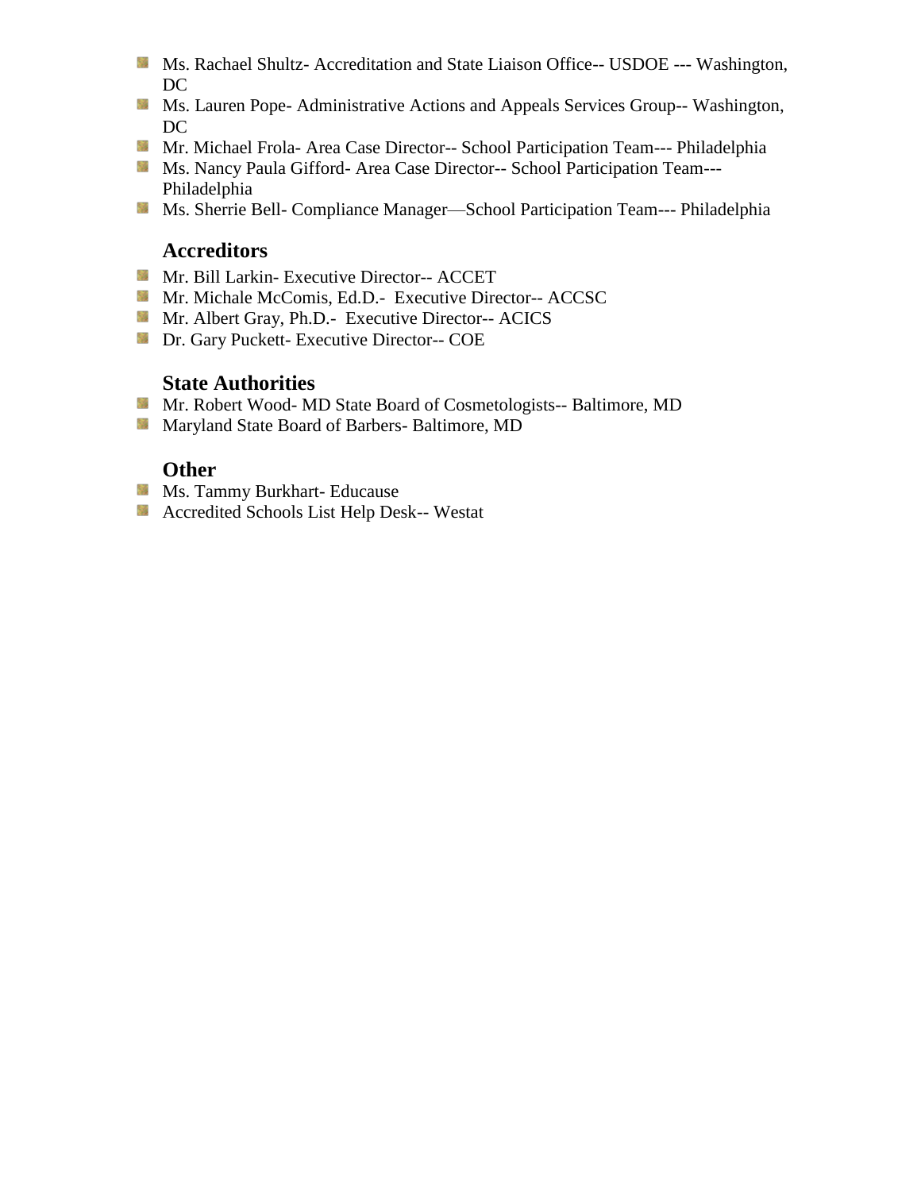- Ms. Rachael Shultz- Accreditation and State Liaison Office-- USDOE --- Washington, DC
- Ms. Lauren Pope- Administrative Actions and Appeals Services Group-- Washington, DC
- Mr. Michael Frola- Area Case Director-- School Participation Team--- Philadelphia
- Ms. Nancy Paula Gifford- Area Case Director-- School Participation Team--- Philadelphia
- Ms. Sherrie Bell- Compliance Manager—School Participation Team--- Philadelphia

### Accreditors

- Mr. Bill Larkin- Executive Director-- ACCET
- Mr. Michale McComis, Ed.D.- Executive Director-- ACCSC
- Mr. Albert Gray, Ph.D.- Executive Director-- ACICS
- Dr. Gary Puckett- Executive Director-- COE

### State Authorities

- Mr. Robert Wood- MD State Board of Cosmetologists-- Baltimore, MD
- Maryland State Board of Barbers- Baltimore, MD

### Other

- Ms. Tammy Burkhart- Educause
- Accredited Schools List Help Desk-- Westat